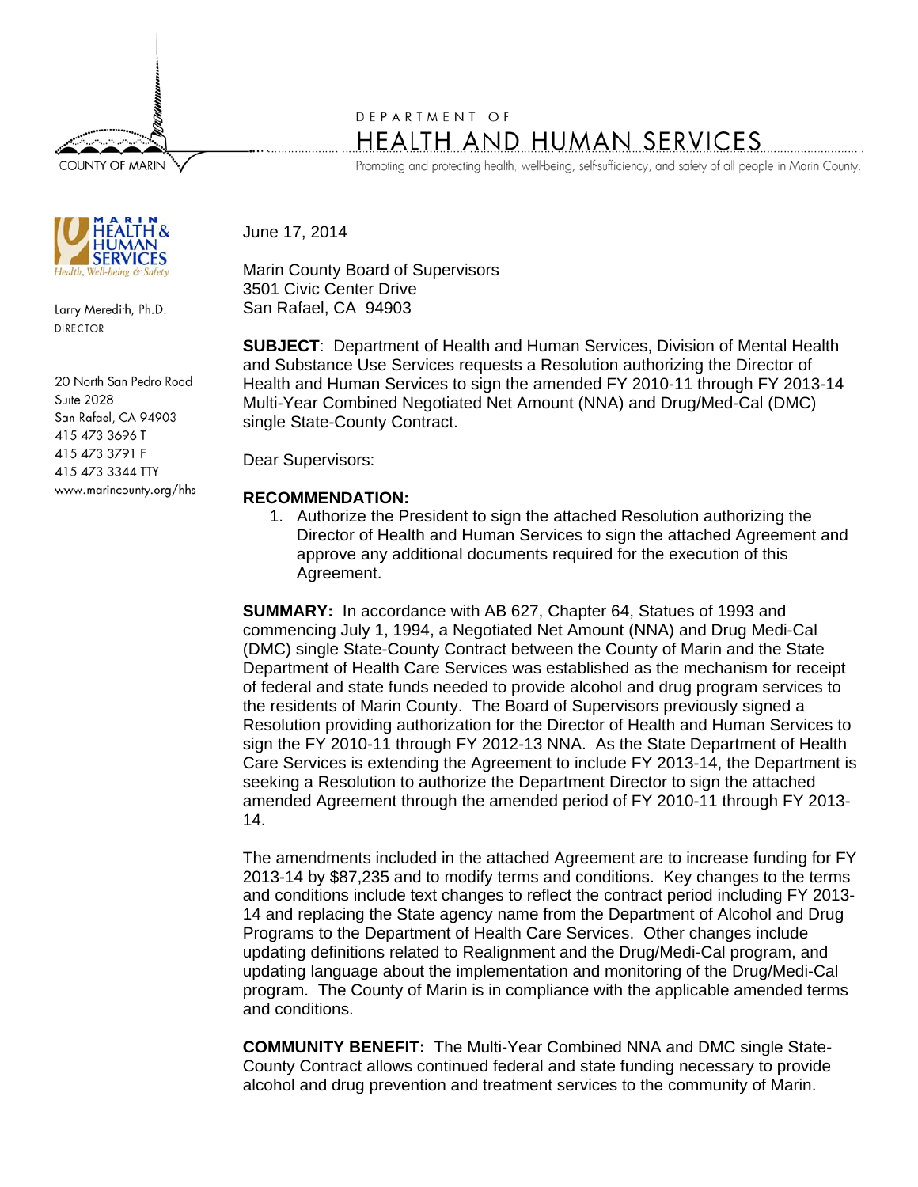COUNTY OF MARIN

DEPARTMENT OF

# HEALTH AND HUMAN SERVICES

Promoting and protecting health, well-being, self-sufficiency, and safety of all people in Marin County.

MARIN HEALTH & HUMAN SERVICES
Health, Well-being & Safety

Larry Meredith, Ph.D.
DIRECTOR

20 North San Pedro Road
Suite 2028
San Rafael, CA 94903
415 473 3696 T
415 473 3791 F
415 473 3344 TTY
www.marincounty.org/hhs

June 17, 2014

Marin County Board of Supervisors
3501 Civic Center Drive
San Rafael, CA 94903

**SUBJECT**: Department of Health and Human Services, Division of Mental Health and Substance Use Services requests a Resolution authorizing the Director of Health and Human Services to sign the amended FY 2010-11 through FY 2013-14 Multi-Year Combined Negotiated Net Amount (NNA) and Drug/Med-Cal (DMC) single State-County Contract.

Dear Supervisors:

**RECOMMENDATION:**

1. Authorize the President to sign the attached Resolution authorizing the Director of Health and Human Services to sign the attached Agreement and approve any additional documents required for the execution of this Agreement.

**SUMMARY:** In accordance with AB 627, Chapter 64, Statues of 1993 and commencing July 1, 1994, a Negotiated Net Amount (NNA) and Drug Medi-Cal (DMC) single State-County Contract between the County of Marin and the State Department of Health Care Services was established as the mechanism for receipt of federal and state funds needed to provide alcohol and drug program services to the residents of Marin County. The Board of Supervisors previously signed a Resolution providing authorization for the Director of Health and Human Services to sign the FY 2010-11 through FY 2012-13 NNA. As the State Department of Health Care Services is extending the Agreement to include FY 2013-14, the Department is seeking a Resolution to authorize the Department Director to sign the attached amended Agreement through the amended period of FY 2010-11 through FY 2013-14.

The amendments included in the attached Agreement are to increase funding for FY 2013-14 by $87,235 and to modify terms and conditions. Key changes to the terms and conditions include text changes to reflect the contract period including FY 2013-14 and replacing the State agency name from the Department of Alcohol and Drug Programs to the Department of Health Care Services. Other changes include updating definitions related to Realignment and the Drug/Medi-Cal program, and updating language about the implementation and monitoring of the Drug/Medi-Cal program. The County of Marin is in compliance with the applicable amended terms and conditions.

**COMMUNITY BENEFIT:** The Multi-Year Combined NNA and DMC single State-County Contract allows continued federal and state funding necessary to provide alcohol and drug prevention and treatment services to the community of Marin.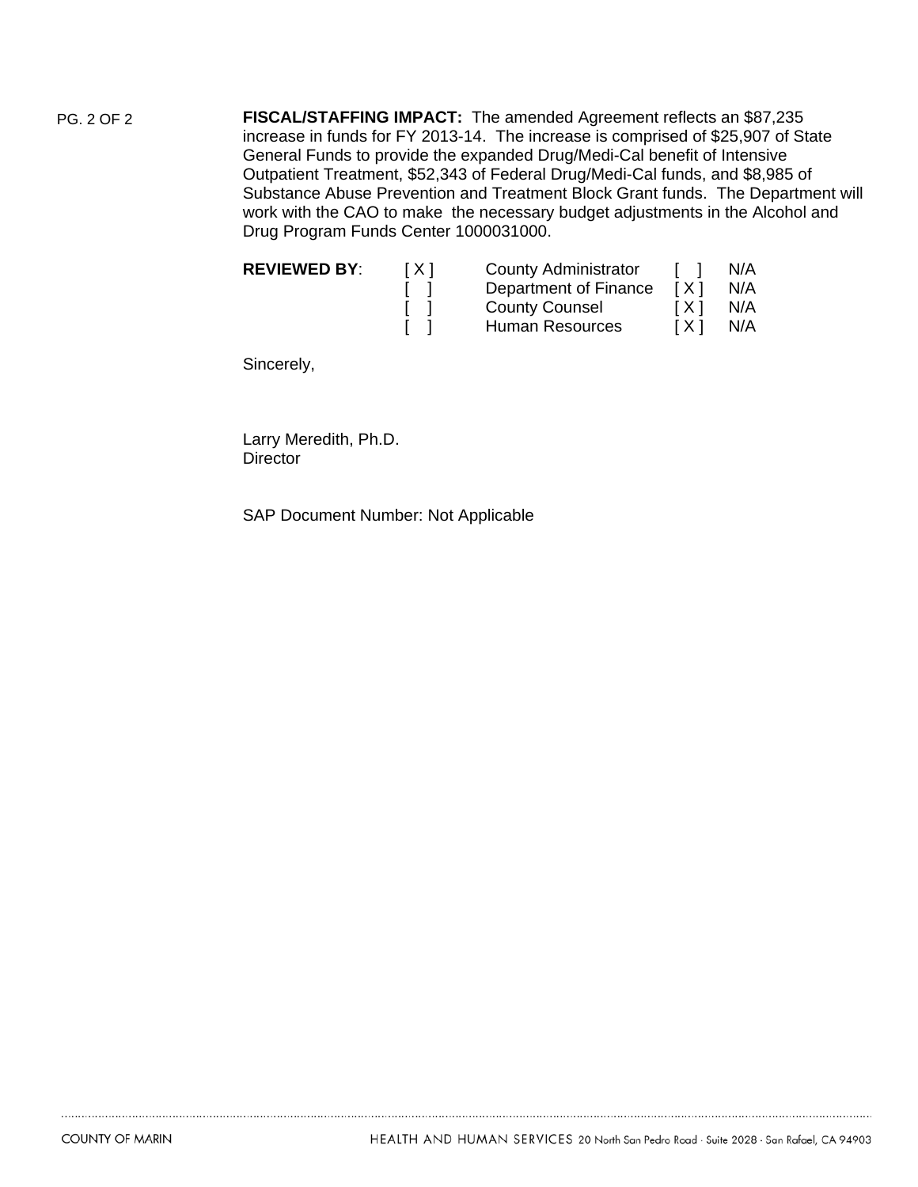**FISCAL/STAFFING IMPACT:** The amended Agreement reflects an $87,235 increase in funds for FY 2013-14. The increase is comprised of $25,907 of State General Funds to provide the expanded Drug/Medi-Cal benefit of Intensive Outpatient Treatment, $52,343 of Federal Drug/Medi-Cal funds, and $8,985 of Substance Abuse Prevention and Treatment Block Grant funds. The Department will work with the CAO to make the necessary budget adjustments in the Alcohol and Drug Program Funds Center 1000031000.

| | | | | |
|---|---|---|---|---|
| **REVIEWED BY**: | [ X ] | County Administrator | [ ] | N/A |
| | [ ] | Department of Finance | [ X ] | N/A |
| | [ ] | County Counsel | [ X ] | N/A |
| | [ ] | Human Resources | [ X ] | N/A |

Sincerely,

Larry Meredith, Ph.D.
Director

SAP Document Number: Not Applicable